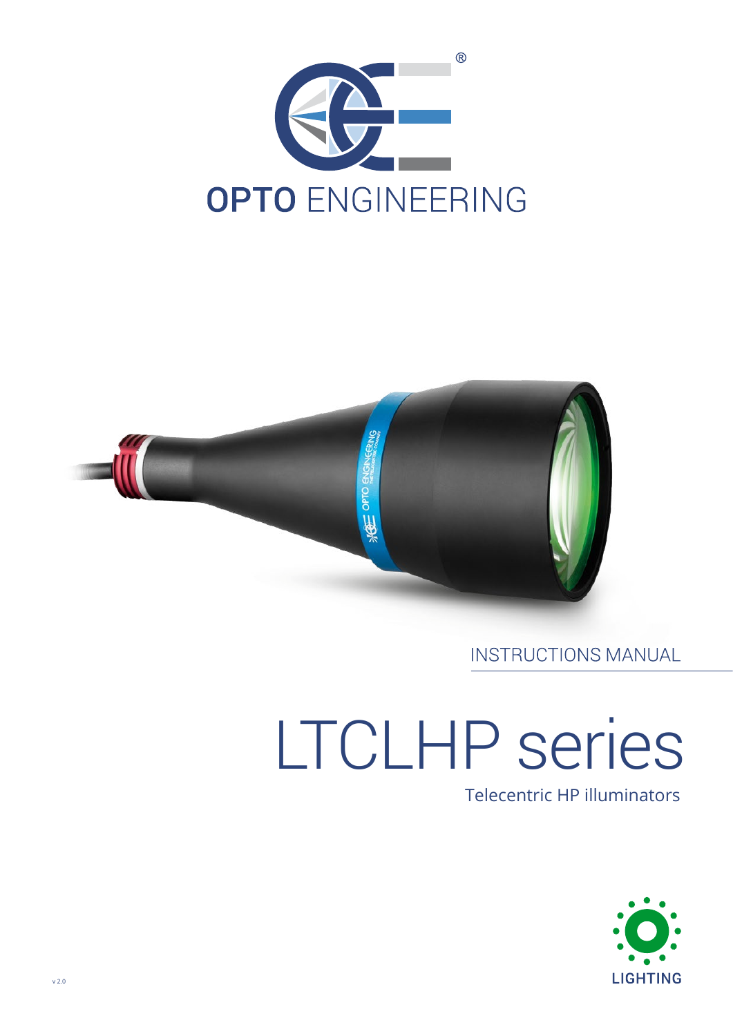OPTO ENGINEERING

INSTRUCTIONS MANUAL

# LTCLHP series

Telecentric HP illuminators

LIGHTING

v 2.0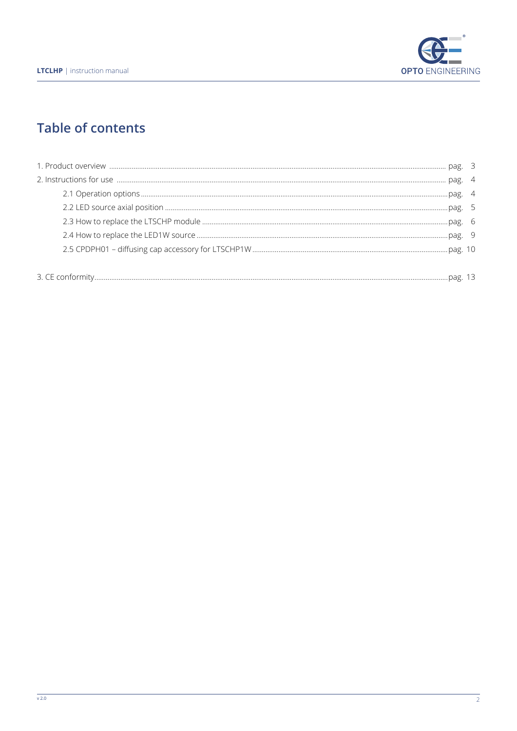# Table of contents

1. Product overview ..................... pag. 3
2. Instructions for use ..................... pag. 4
    - 2.1 Operation options ..................... pag. 4
    - 2.2 LED source axial position ..................... pag. 5
    - 2.3 How to replace the LTSCHP module ..................... pag. 6
    - 2.4 How to replace the LED1W source ..................... pag. 9
    - 2.5 CPDPH01 – diffusing cap accessory for LTSCHP1W ..................... pag. 10
3. CE conformity..................... pag. 13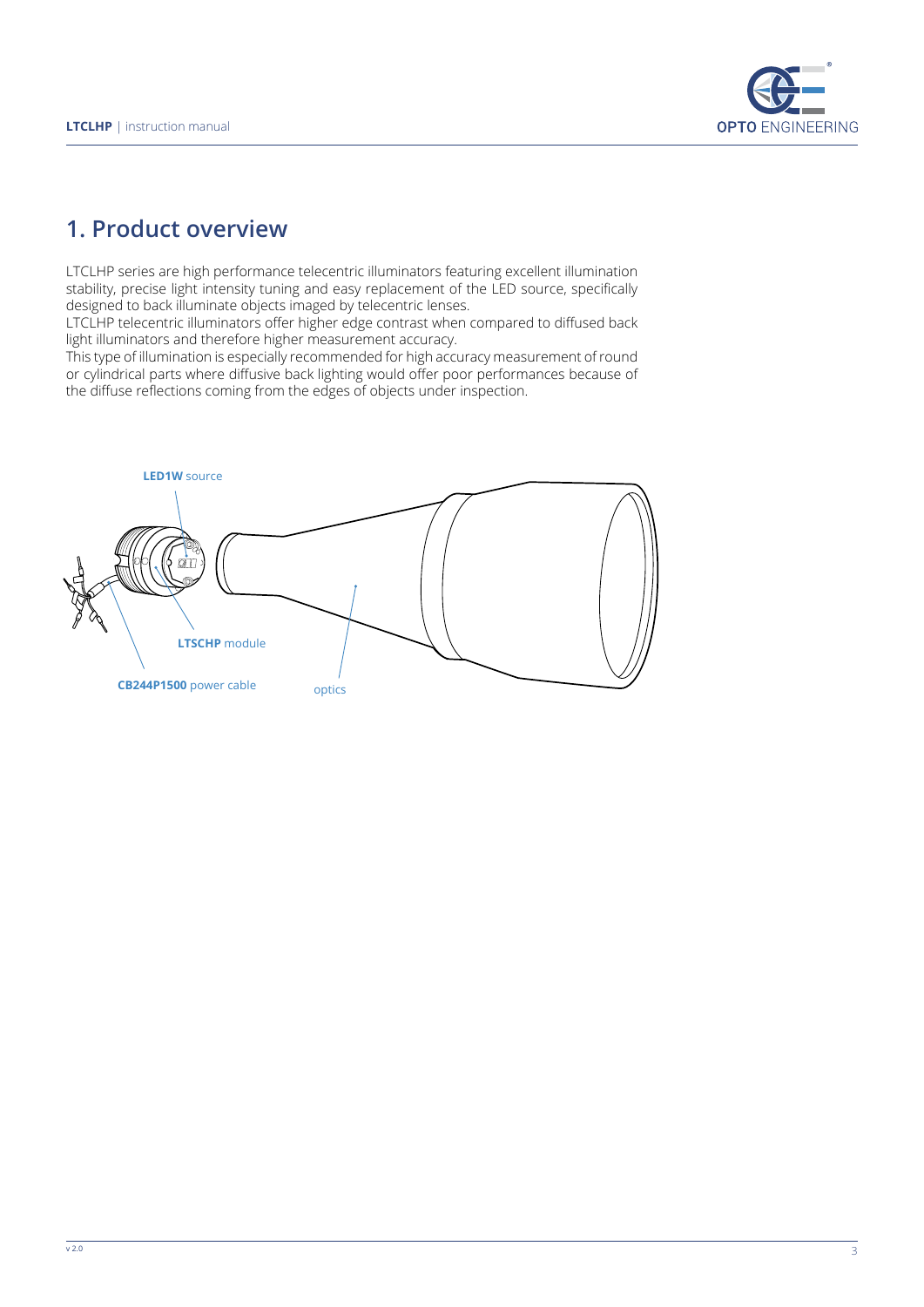## 1. Product overview

LTCLHP series are high performance telecentric illuminators featuring excellent illumination stability, precise light intensity tuning and easy replacement of the LED source, specifically designed to back illuminate objects imaged by telecentric lenses.
LTCLHP telecentric illuminators offer higher edge contrast when compared to diffused back light illuminators and therefore higher measurement accuracy.
This type of illumination is especially recommended for high accuracy measurement of round or cylindrical parts where diffusive back lighting would offer poor performances because of the diffuse reflections coming from the edges of objects under inspection.

**LED1W** source

**LTSCHP** module

**CB244P1500** power cable

optics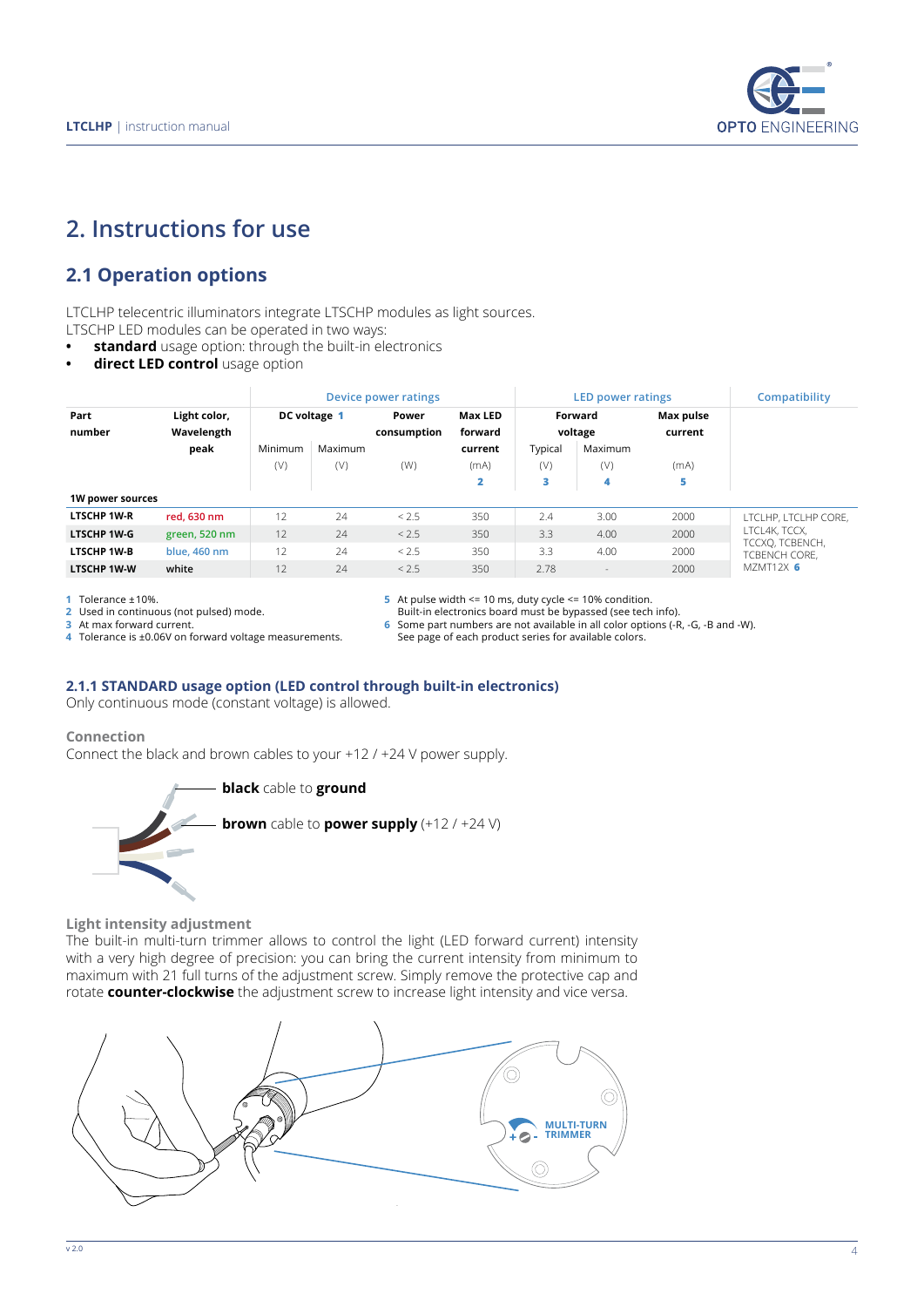# 2. Instructions for use

## 2.1 Operation options

LTCLHP telecentric illuminators integrate LTSCHP modules as light sources.
LTSCHP LED modules can be operated in two ways:

- **standard** usage option: through the built-in electronics
- **direct LED control** usage option

| Part number | Light color, Wavelength peak | Device power ratings | | | | LED power ratings | | | Compatibility |
|---|---|---|---|---|---|---|---|---|---|
| | | DC voltage 1 | | Power consumption | Max LED forward current | Forward voltage | | Max pulse current | |
| | | Minimum (V) | Maximum (V) | (W) | (mA) 2 | Typical (V) 3 | Maximum (V) 4 | (mA) 5 | |
| **1W power sources** | | | | | | | | | |
| **LTSCHP 1W-R** | red, 630 nm | 12 | 24 | < 2.5 | 350 | 2.4 | 3.00 | 2000 | LTCLHP, LTCLHP CORE, LTCL4K, TCCX, TCCXQ, TCBENCH, TCBENCH CORE, MZMT12X 6 |
| **LTSCHP 1W-G** | green, 520 nm | 12 | 24 | < 2.5 | 350 | 3.3 | 4.00 | 2000 | |
| **LTSCHP 1W-B** | blue, 460 nm | 12 | 24 | < 2.5 | 350 | 3.3 | 4.00 | 2000 | |
| **LTSCHP 1W-W** | white | 12 | 24 | < 2.5 | 350 | 2.78 | - | 2000 | |

1 Tolerance ±10%.
2 Used in continuous (not pulsed) mode.
3 At max forward current.
4 Tolerance is ±0.06V on forward voltage measurements.
5 At pulse width <= 10 ms, duty cycle <= 10% condition. Built-in electronics board must be bypassed (see tech info).
6 Some part numbers are not available in all color options (-R, -G, -B and -W). See page of each product series for available colors.

### 2.1.1 STANDARD usage option (LED control through built-in electronics)

Only continuous mode (constant voltage) is allowed.

**Connection**

Connect the black and brown cables to your +12 / +24 V power supply.

**black** cable to **ground**

**brown** cable to **power supply** (+12 / +24 V)

**Light intensity adjustment**

The built-in multi-turn trimmer allows to control the light (LED forward current) intensity with a very high degree of precision: you can bring the current intensity from minimum to maximum with 21 full turns of the adjustment screw. Simply remove the protective cap and rotate **counter-clockwise** the adjustment screw to increase light intensity and vice versa.

MULTI-TURN TRIMMER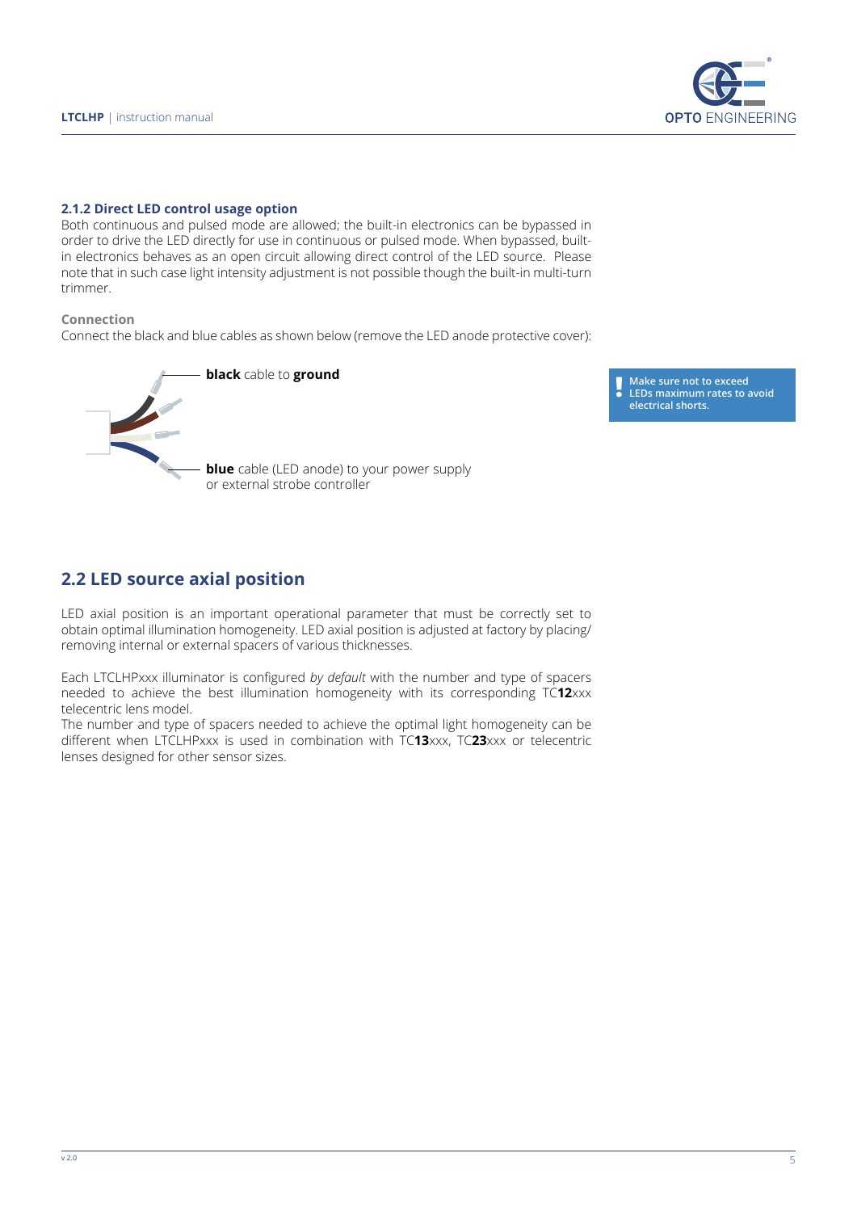### 2.1.2 Direct LED control usage option

Both continuous and pulsed mode are allowed; the built-in electronics can be bypassed in order to drive the LED directly for use in continuous or pulsed mode. When bypassed, built-in electronics behaves as an open circuit allowing direct control of the LED source. Please note that in such case light intensity adjustment is not possible though the built-in multi-turn trimmer.

**Connection**

Connect the black and blue cables as shown below (remove the LED anode protective cover):

**black** cable to **ground**

**blue** cable (LED anode) to your power supply or external strobe controller

> **!** **Make sure not to exceed LEDs maximum rates to avoid electrical shorts.**

## 2.2 LED source axial position

LED axial position is an important operational parameter that must be correctly set to obtain optimal illumination homogeneity. LED axial position is adjusted at factory by placing/removing internal or external spacers of various thicknesses.

Each LTCLHPxxx illuminator is configured *by default* with the number and type of spacers needed to achieve the best illumination homogeneity with its corresponding TC**12**xxx telecentric lens model.
The number and type of spacers needed to achieve the optimal light homogeneity can be different when LTCLHPxxx is used in combination with TC**13**xxx, TC**23**xxx or telecentric lenses designed for other sensor sizes.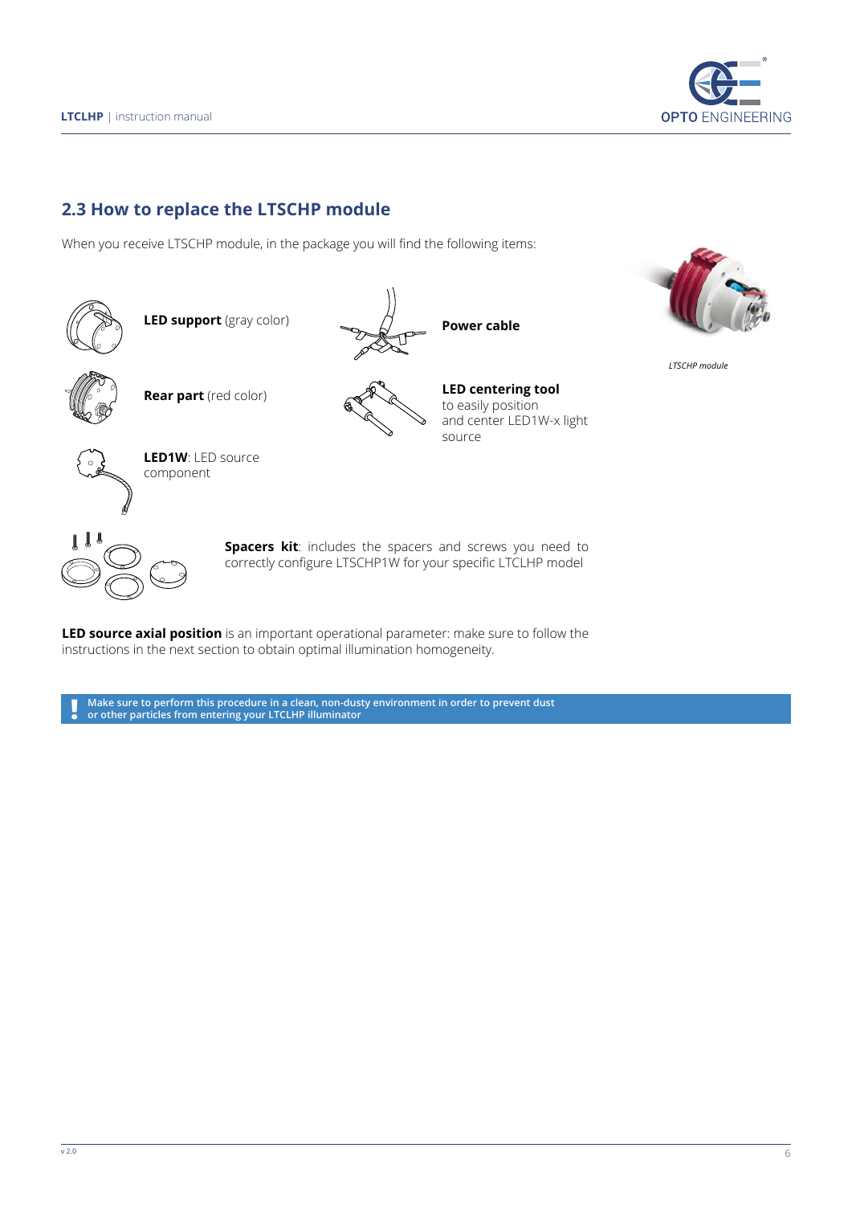## 2.3 How to replace the LTSCHP module

When you receive LTSCHP module, in the package you will find the following items:

**LED support** (gray color)

**Power cable**

*LTSCHP module*

**Rear part** (red color)

**LED centering tool** to easily position and center LED1W-x light source

**LED1W**: LED source component

**Spacers kit**: includes the spacers and screws you need to correctly configure LTSCHP1W for your specific LTCLHP model

**LED source axial position** is an important operational parameter: make sure to follow the instructions in the next section to obtain optimal illumination homogeneity.

**! Make sure to perform this procedure in a clean, non-dusty environment in order to prevent dust or other particles from entering your LTCLHP illuminator**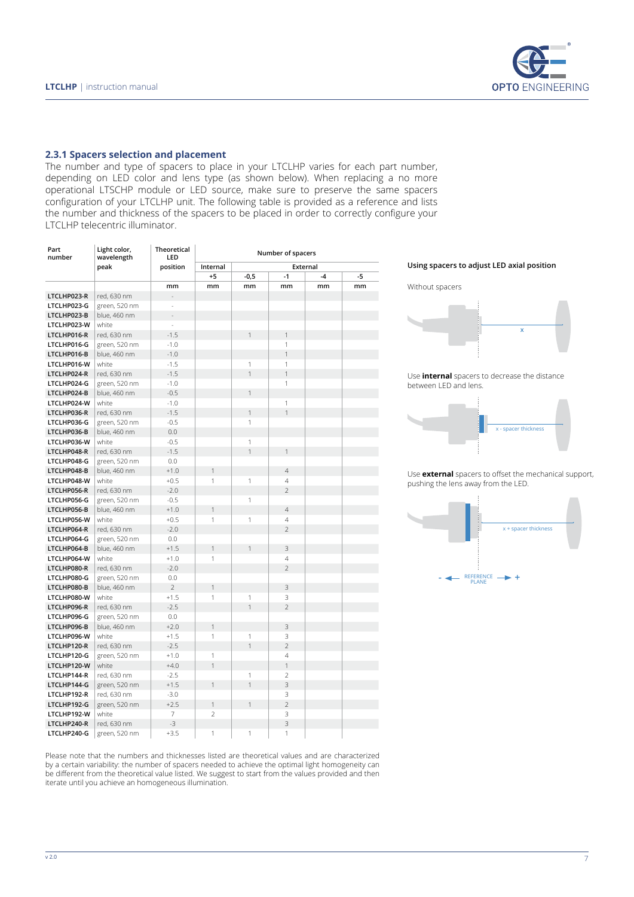### 2.3.1 Spacers selection and placement

The number and type of spacers to place in your LTCLHP varies for each part number, depending on LED color and lens type (as shown below). When replacing a no more operational LTSCHP module or LED source, make sure to preserve the same spacers configuration of your LTCLHP unit. The following table is provided as a reference and lists the number and thickness of the spacers to be placed in order to correctly configure your LTCLHP telecentric illuminator.

| Part number | Light color, wavelength peak | Theoretical LED position | Number of spacers | | | | |
|---|---|---|---|---|---|---|---|
| | | | Internal | External | | | |
| | | | +5 | -0,5 | -1 | -4 | -5 |
| | | mm | mm | mm | mm | mm | mm |
| LTCLHP023-R | red, 630 nm | - | | | | | |
| LTCLHP023-G | green, 520 nm | - | | | | | |
| LTCLHP023-B | blue, 460 nm | - | | | | | |
| LTCLHP023-W | white | - | | | | | |
| LTCLHP016-R | red, 630 nm | -1.5 | | 1 | 1 | | |
| LTCLHP016-G | green, 520 nm | -1.0 | | | 1 | | |
| LTCLHP016-B | blue, 460 nm | -1.0 | | | 1 | | |
| LTCLHP016-W | white | -1.5 | | 1 | 1 | | |
| LTCLHP024-R | red, 630 nm | -1.5 | | 1 | 1 | | |
| LTCLHP024-G | green, 520 nm | -1.0 | | | 1 | | |
| LTCLHP024-B | blue, 460 nm | -0.5 | | 1 | | | |
| LTCLHP024-W | white | -1.0 | | | 1 | | |
| LTCLHP036-R | red, 630 nm | -1.5 | | 1 | 1 | | |
| LTCLHP036-G | green, 520 nm | -0.5 | | 1 | | | |
| LTCLHP036-B | blue, 460 nm | 0.0 | | | | | |
| LTCLHP036-W | white | -0.5 | | 1 | | | |
| LTCLHP048-R | red, 630 nm | -1.5 | | 1 | 1 | | |
| LTCLHP048-G | green, 520 nm | 0.0 | | | | | |
| LTCLHP048-B | blue, 460 nm | +1.0 | 1 | | 4 | | |
| LTCLHP048-W | white | +0.5 | 1 | 1 | 4 | | |
| LTCLHP056-R | red, 630 nm | -2.0 | | | 2 | | |
| LTCLHP056-G | green, 520 nm | -0.5 | | 1 | | | |
| LTCLHP056-B | blue, 460 nm | +1.0 | 1 | | 4 | | |
| LTCLHP056-W | white | +0.5 | 1 | 1 | 4 | | |
| LTCLHP064-R | red, 630 nm | -2.0 | | | 2 | | |
| LTCLHP064-G | green, 520 nm | 0.0 | | | | | |
| LTCLHP064-B | blue, 460 nm | +1.5 | 1 | 1 | 3 | | |
| LTCLHP064-W | white | +1.0 | 1 | | 4 | | |
| LTCLHP080-R | red, 630 nm | -2.0 | | | 2 | | |
| LTCLHP080-G | green, 520 nm | 0.0 | | | | | |
| LTCLHP080-B | blue, 460 nm | 2 | 1 | | 3 | | |
| LTCLHP080-W | white | +1.5 | 1 | 1 | 3 | | |
| LTCLHP096-R | red, 630 nm | -2.5 | | 1 | 2 | | |
| LTCLHP096-G | green, 520 nm | 0.0 | | | | | |
| LTCLHP096-B | blue, 460 nm | +2.0 | 1 | | 3 | | |
| LTCLHP096-W | white | +1.5 | 1 | 1 | 3 | | |
| LTCLHP120-R | red, 630 nm | -2.5 | | 1 | 2 | | |
| LTCLHP120-G | green, 520 nm | +1.0 | 1 | | 4 | | |
| LTCLHP120-W | white | +4.0 | 1 | | 1 | | |
| LTCLHP144-R | red, 630 nm | -2.5 | | 1 | 2 | | |
| LTCLHP144-G | green, 520 nm | +1.5 | 1 | 1 | 3 | | |
| LTCLHP192-R | red, 630 nm | -3.0 | | | 3 | | |
| LTCLHP192-G | green, 520 nm | +2.5 | 1 | 1 | 2 | | |
| LTCLHP192-W | white | 7 | 2 | | 3 | | |
| LTCLHP240-R | red, 630 nm | -3 | | | 3 | | |
| LTCLHP240-G | green, 520 nm | +3.5 | 1 | 1 | 1 | | |

**Using spacers to adjust LED axial position**

Without spacers

x

Use **internal** spacers to decrease the distance between LED and lens.

x - spacer thickness

Use **external** spacers to offset the mechanical support, pushing the lens away from the LED.

x + spacer thickness

- REFERENCE PLANE +

Please note that the numbers and thicknesses listed are theoretical values and are characterized by a certain variability: the number of spacers needed to achieve the optimal light homogeneity can be different from the theoretical value listed. We suggest to start from the values provided and then iterate until you achieve an homogeneous illumination.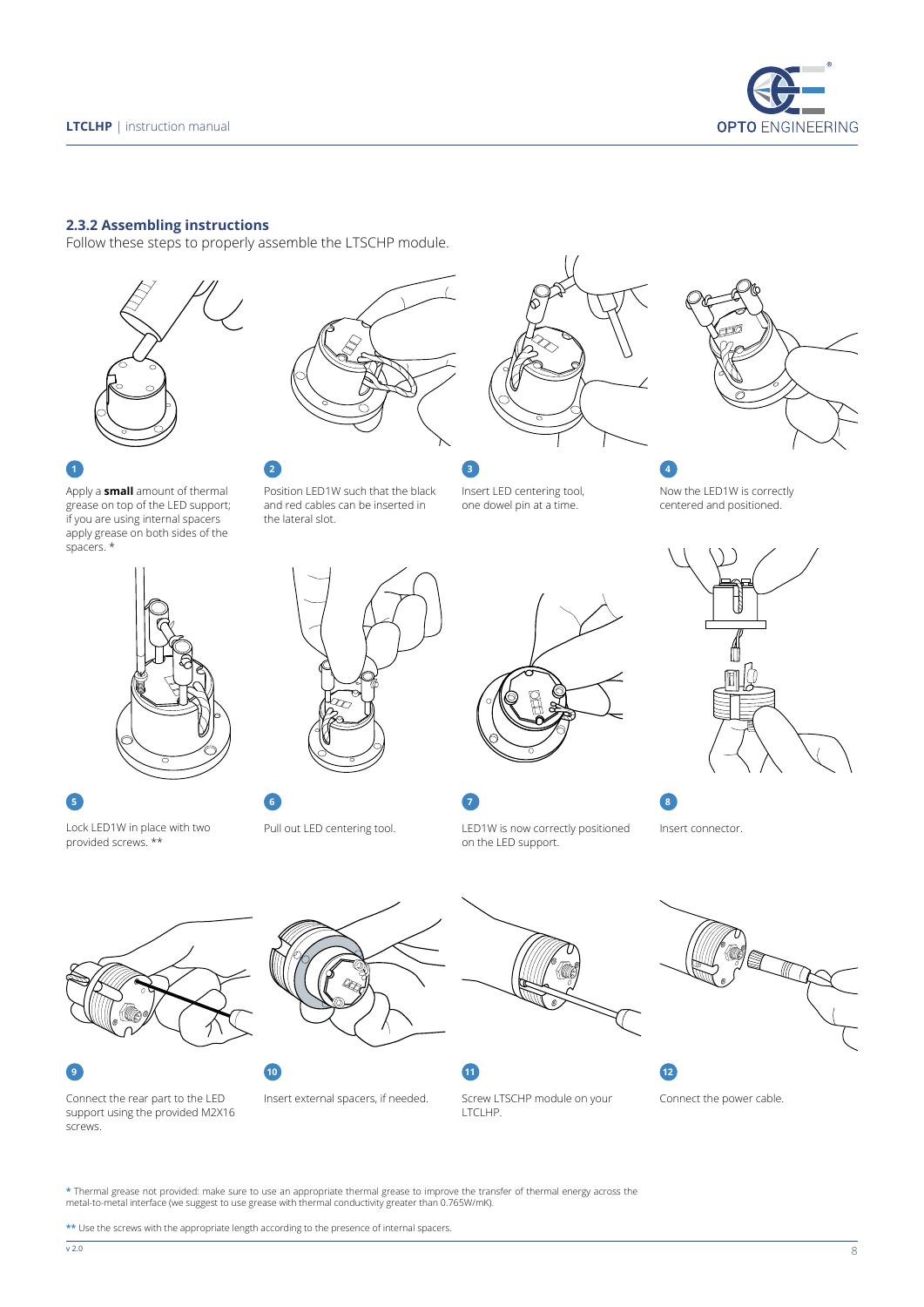### 2.3.2 Assembling instructions

Follow these steps to properly assemble the LTSCHP module.

1. Apply a **small** amount of thermal grease on top of the LED support; if you are using internal spacers apply grease on both sides of the spacers. *
2. Position LED1W such that the black and red cables can be inserted in the lateral slot.
3. Insert LED centering tool, one dowel pin at a time.
4. Now the LED1W is correctly centered and positioned.
5. Lock LED1W in place with two provided screws. **
6. Pull out LED centering tool.
7. LED1W is now correctly positioned on the LED support.
8. Insert connector.
9. Connect the rear part to the LED support using the provided M2X16 screws.
10. Insert external spacers, if needed.
11. Screw LTSCHP module on your LTCLHP.
12. Connect the power cable.

\* Thermal grease not provided: make sure to use an appropriate thermal grease to improve the transfer of thermal energy across the metal-to-metal interface (we suggest to use grease with thermal conductivity greater than 0.765W/mK).

\*\* Use the screws with the appropriate length according to the presence of internal spacers.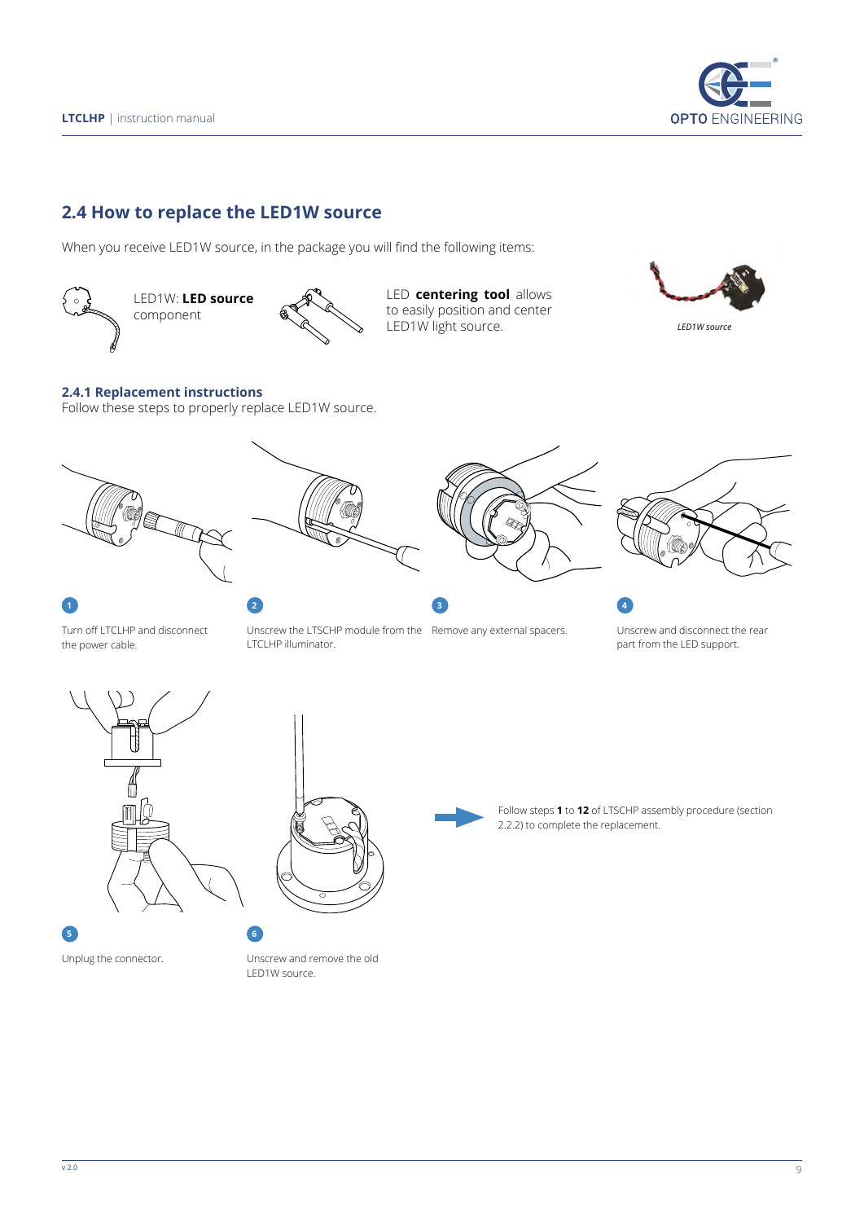## 2.4 How to replace the LED1W source

When you receive LED1W source, in the package you will find the following items:

LED1W: **LED source** component

LED **centering tool** allows to easily position and center LED1W light source.

*LED1W source*

### 2.4.1 Replacement instructions

Follow these steps to properly replace LED1W source.

1. Turn off LTCLHP and disconnect the power cable.
2. Unscrew the LTSCHP module from the LTCLHP illuminator.
3. Remove any external spacers.
4. Unscrew and disconnect the rear part from the LED support.
5. Unplug the connector.
6. Unscrew and remove the old LED1W source.

Follow steps **1** to **12** of LTSCHP assembly procedure (section 2.2.2) to complete the replacement.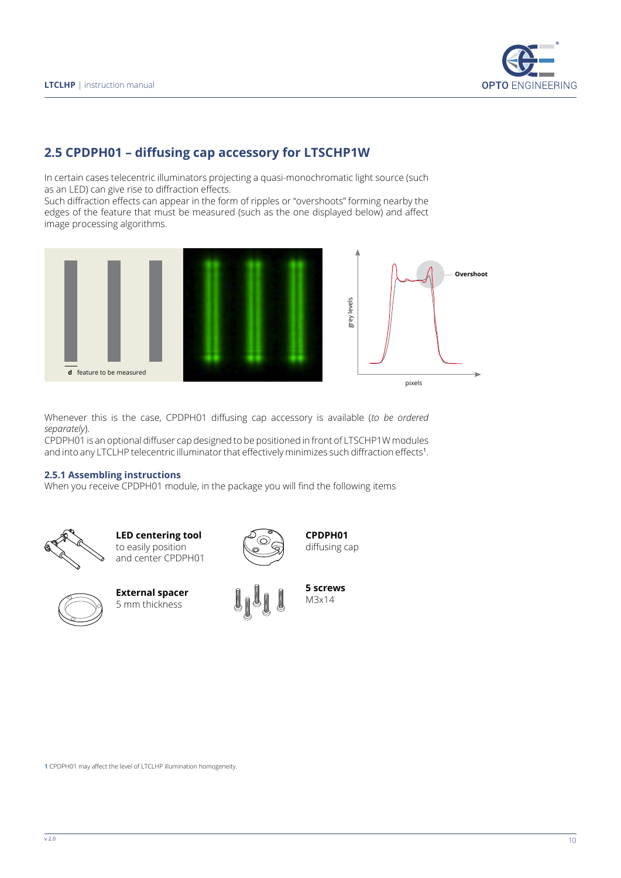## 2.5 CPDPH01 – diffusing cap accessory for LTSCHP1W

In certain cases telecentric illuminators projecting a quasi-monochromatic light source (such as an LED) can give rise to diffraction effects.
Such diffraction effects can appear in the form of ripples or "overshoots" forming nearby the edges of the feature that must be measured (such as the one displayed below) and affect image processing algorithms.

d feature to be measured

Overshoot

grey levels

pixels

Whenever this is the case, CPDPH01 diffusing cap accessory is available (*to be ordered separately*).
CPDPH01 is an optional diffuser cap designed to be positioned in front of LTSCHP1W modules and into any LTCLHP telecentric illuminator that effectively minimizes such diffraction effects[1].

### 2.5.1 Assembling instructions

When you receive CPDPH01 module, in the package you will find the following items

**LED centering tool**
to easily position and center CPDPH01

**CPDPH01**
diffusing cap

**External spacer**
5 mm thickness

**5 screws**
M3x14

**1** CPDPH01 may affect the level of LTCLHP illumination homogeneity.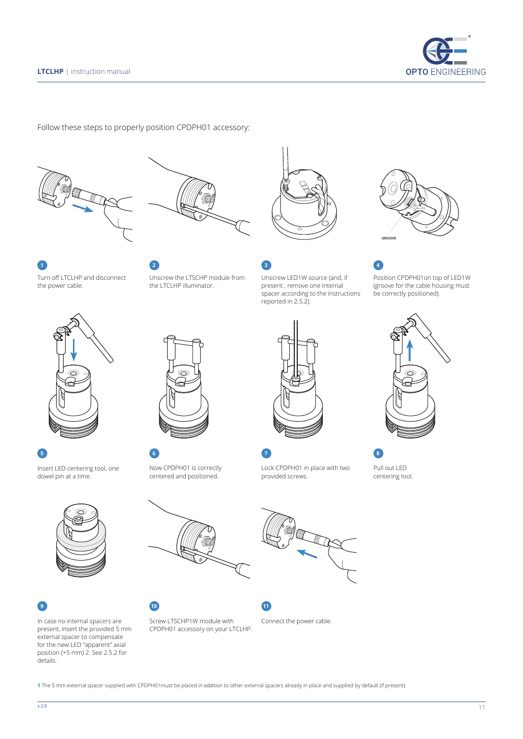Follow these steps to properly position CPDPH01 accessory:

GROOVE

1. Turn off LTCLHP and disconnect the power cable.

2. Unscrew the LTSCHP module from the LTCLHP illuminator.

3. Unscrew LED1W source (and, if present , remove one internal spacer according to the instructions reported in 2.5.2).

4. Position CPDPH01on top of LED1W (groove for the cable housing must be correctly positioned).

5. Insert LED centering tool, one dowel pin at a time.

6. Now CPDPH01 is correctly centered and positioned.

7. Lock CPDPH01 in place with two provided screws.

8. Pull out LED centering tool.

9. In case no internal spacers are present, insert the provided 5 mm external spacer to compensate for the new LED "apparent" axial position (+5 mm) [1]. See 2.5.2 for details.

10. Screw LTSCHP1W module with CPDPH01 accessory on your LTCLHP.

11. Connect the power cable.

**1** The 5 mm external spacer supplied with CPDPH01must be placed *in addition* to other external spacers already in place and supplied by default (if present).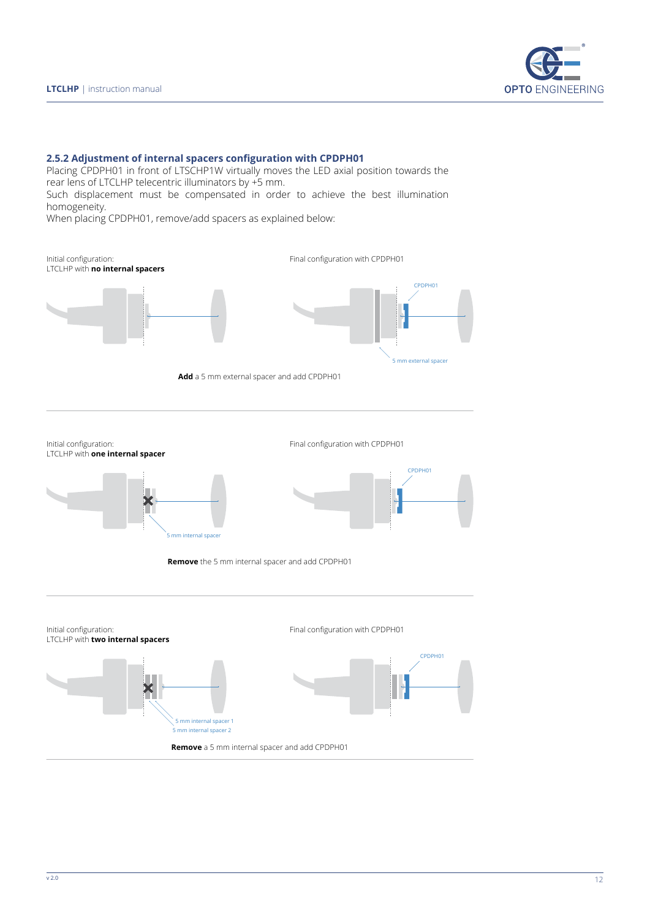### 2.5.2 Adjustment of internal spacers configuration with CPDPH01

Placing CPDPH01 in front of LTSCHP1W virtually moves the LED axial position towards the rear lens of LTCLHP telecentric illuminators by +5 mm.

Such displacement must be compensated in order to achieve the best illumination homogeneity.

When placing CPDPH01, remove/add spacers as explained below:

Initial configuration:
LTCLHP with **no internal spacers**

Final configuration with CPDPH01

CPDPH01

5 mm external spacer

**Add** a 5 mm external spacer and add CPDPH01

---

Initial configuration:
LTCLHP with **one internal spacer**

5 mm internal spacer

Final configuration with CPDPH01

CPDPH01

**Remove** the 5 mm internal spacer and add CPDPH01

---

Initial configuration:
LTCLHP with **two internal spacers**

5 mm internal spacer 1
5 mm internal spacer 2

Final configuration with CPDPH01

CPDPH01

**Remove** a 5 mm internal spacer and add CPDPH01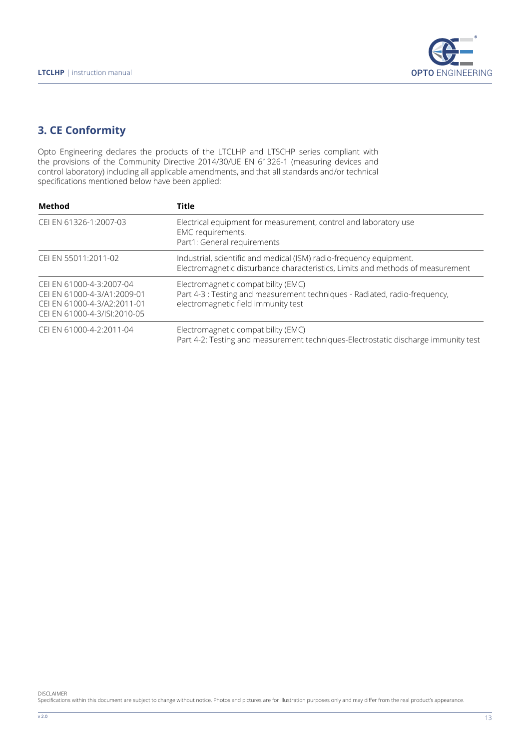## 3. CE Conformity

Opto Engineering declares the products of the LTCLHP and LTSCHP series compliant with the provisions of the Community Directive 2014/30/UE EN 61326-1 (measuring devices and control laboratory) including all applicable amendments, and that all standards and/or technical specifications mentioned below have been applied:

| Method | Title |
|---|---|
| CEI EN 61326-1:2007-03 | Electrical equipment for measurement, control and laboratory use<br>EMC requirements.<br>Part1: General requirements |
| CEI EN 55011:2011-02 | Industrial, scientific and medical (ISM) radio-frequency equipment.<br>Electromagnetic disturbance characteristics, Limits and methods of measurement |
| CEI EN 61000-4-3:2007-04<br>CEI EN 61000-4-3/A1:2009-01<br>CEI EN 61000-4-3/A2:2011-01<br>CEI EN 61000-4-3/ISI:2010-05 | Electromagnetic compatibility (EMC)<br>Part 4-3 : Testing and measurement techniques - Radiated, radio-frequency, electromagnetic field immunity test |
| CEI EN 61000-4-2:2011-04 | Electromagnetic compatibility (EMC)<br>Part 4-2: Testing and measurement techniques-Electrostatic discharge immunity test |

DISCLAIMER
Specifications within this document are subject to change without notice. Photos and pictures are for illustration purposes only and may differ from the real product's appearance.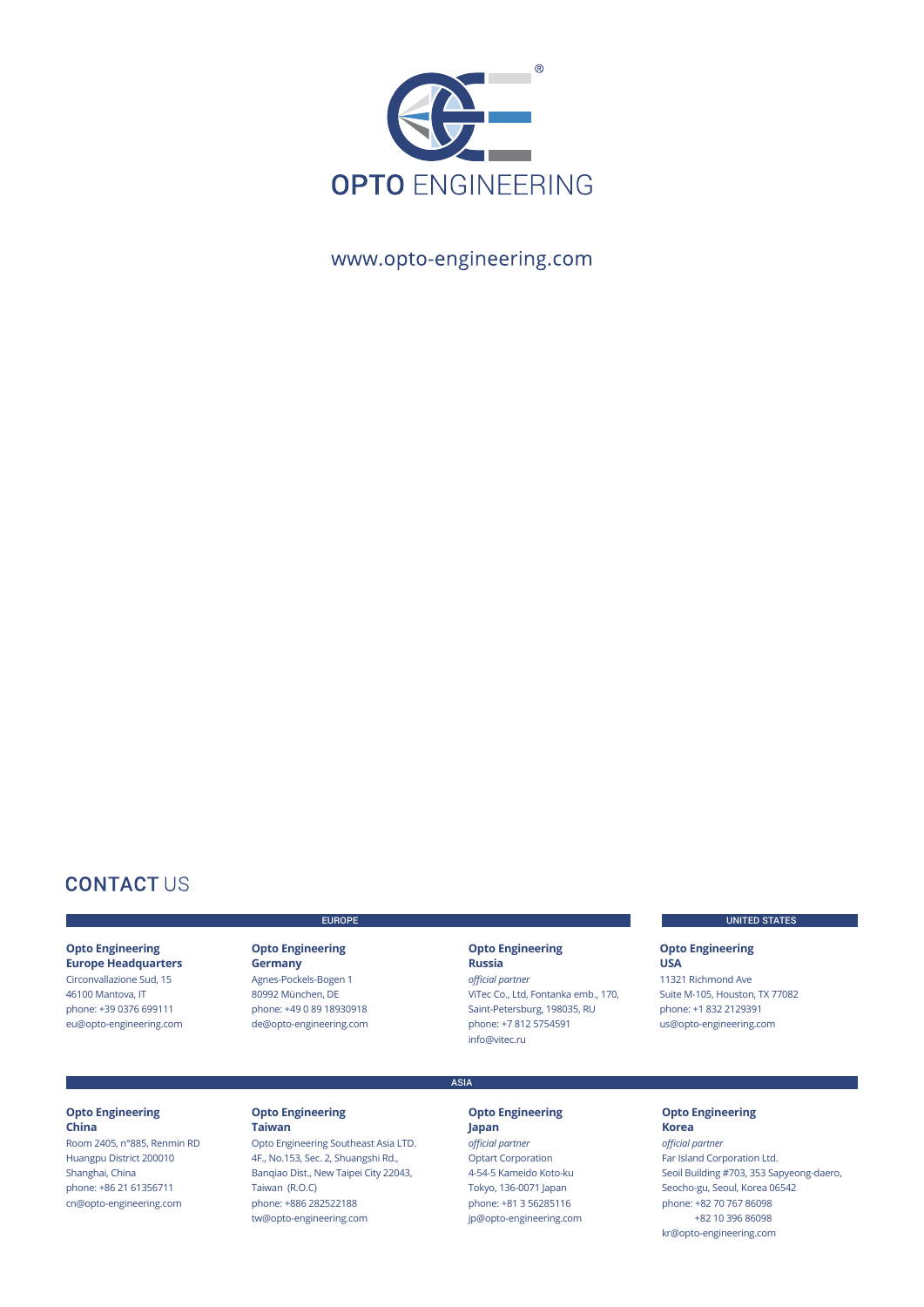OPTO ENGINEERING

www.opto-engineering.com

## CONTACT US

### EUROPE

**Opto Engineering**
**Europe Headquarters**
Circonvallazione Sud, 15
46100 Mantova, IT
phone: +39 0376 699111
eu@opto-engineering.com

**Opto Engineering**
**Germany**
Agnes-Pockels-Bogen 1
80992 München, DE
phone: +49 0 89 18930918
de@opto-engineering.com

**Opto Engineering**
**Russia**
*official partner*
ViTec Co., Ltd, Fontanka emb., 170,
Saint-Petersburg, 198035, RU
phone: +7 812 5754591
info@vitec.ru

### UNITED STATES

**Opto Engineering**
**USA**
11321 Richmond Ave
Suite M-105, Houston, TX 77082
phone: +1 832 2129391
us@opto-engineering.com

### ASIA

**Opto Engineering**
**China**
Room 2405, n°885, Renmin RD
Huangpu District 200010
Shanghai, China
phone: +86 21 61356711
cn@opto-engineering.com

**Opto Engineering**
**Taiwan**
Opto Engineering Southeast Asia LTD.
4F., No.153, Sec. 2, Shuangshi Rd.,
Banqiao Dist., New Taipei City 22043,
Taiwan (R.O.C)
phone: +886 282522188
tw@opto-engineering.com

**Opto Engineering**
**Japan**
*official partner*
Optart Corporation
4-54-5 Kameido Koto-ku
Tokyo, 136-0071 Japan
phone: +81 3 56285116
jp@opto-engineering.com

**Opto Engineering**
**Korea**
*official partner*
Far Island Corporation Ltd.
Seoil Building #703, 353 Sapyeong-daero,
Seocho-gu, Seoul, Korea 06542
phone: +82 70 767 86098
+82 10 396 86098
kr@opto-engineering.com